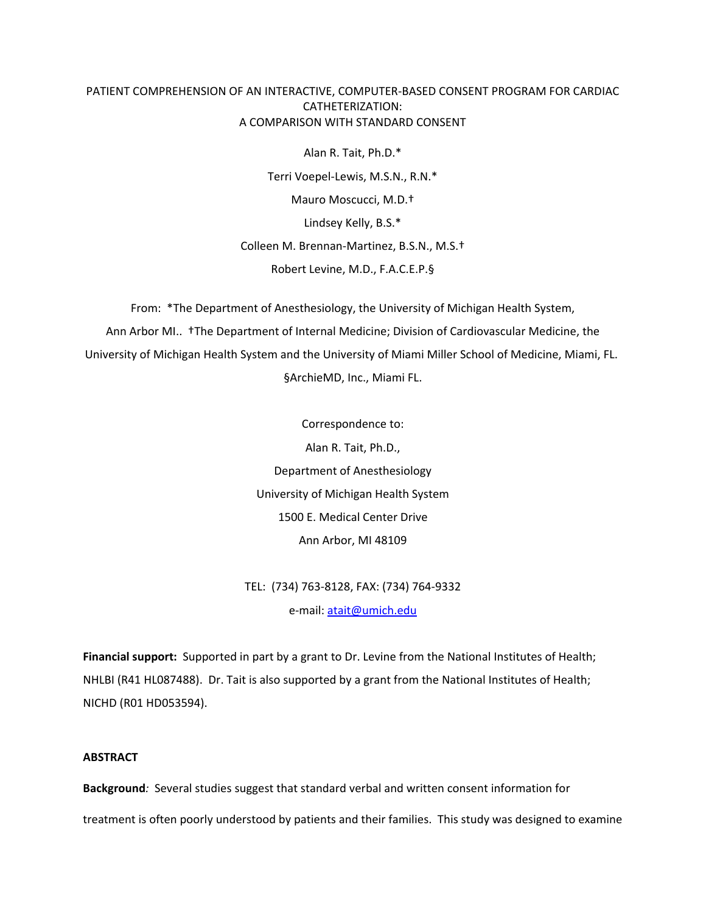# PATIENT COMPREHENSION OF AN INTERACTIVE, COMPUTER-BASED CONSENT PROGRAM FOR CARDIAC CATHETERIZATION: A COMPARISON WITH STANDARD CONSENT

Alan R. Tait, Ph.D.*

Terri Voepel-Lewis, M.S.N., R.N.*

Mauro Moscucci, M.D.†

Lindsey Kelly, B.S.*

Colleen M. Brennan-Martinez, B.S.N., M.S.†

Robert Levine, M.D., F.A.C.E.P.§

From: *The Department of Anesthesiology, the University of Michigan Health System, Ann Arbor MI.. †The Department of Internal Medicine; Division of Cardiovascular Medicine, the University of Michigan Health System and the University of Miami Miller School of Medicine, Miami, FL. §ArchieMD, Inc., Miami FL.

Correspondence to:

Alan R. Tait, Ph.D.,

Department of Anesthesiology

University of Michigan Health System

1500 E. Medical Center Drive

Ann Arbor, MI 48109

TEL: (734) 763-8128, FAX: (734) 764-9332

e-mail: atait@umich.edu

**Financial support:** Supported in part by a grant to Dr. Levine from the National Institutes of Health; NHLBI (R41 HL087488). Dr. Tait is also supported by a grant from the National Institutes of Health; NICHD (R01 HD053594).

**ABSTRACT**

**Background***:* Several studies suggest that standard verbal and written consent information for treatment is often poorly understood by patients and their families. This study was designed to examine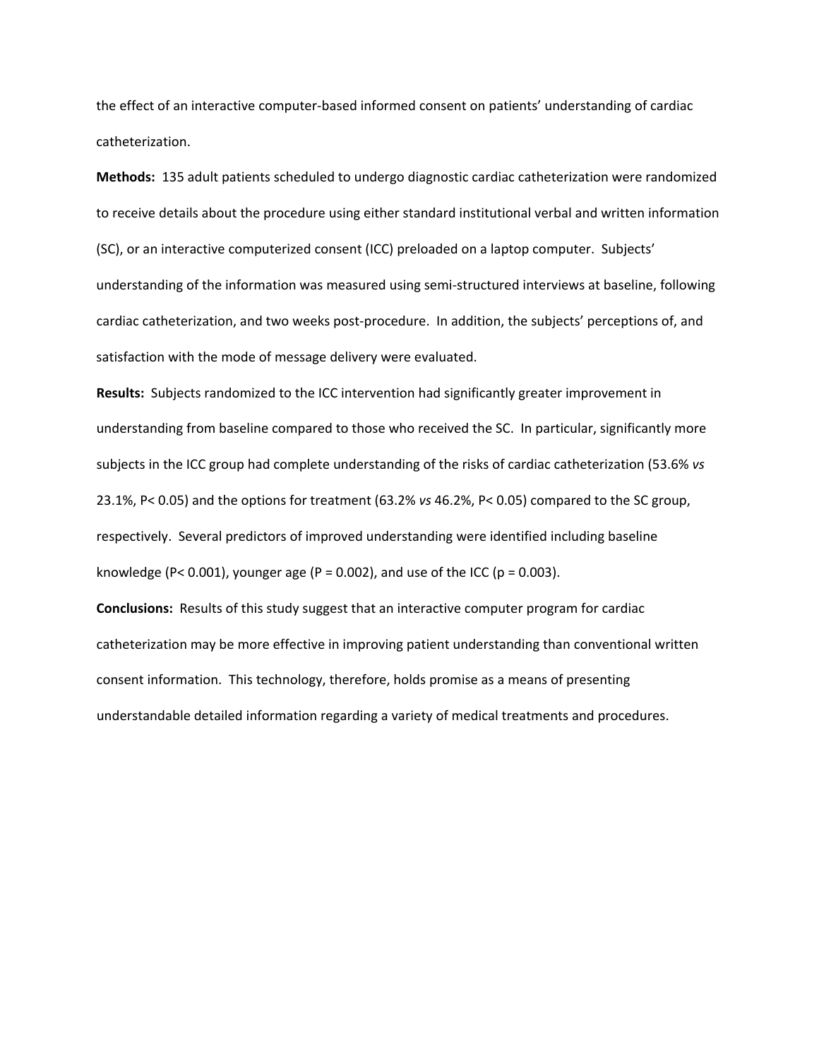the effect of an interactive computer-based informed consent on patients' understanding of cardiac catheterization.

**Methods:** 135 adult patients scheduled to undergo diagnostic cardiac catheterization were randomized to receive details about the procedure using either standard institutional verbal and written information (SC), or an interactive computerized consent (ICC) preloaded on a laptop computer. Subjects' understanding of the information was measured using semi-structured interviews at baseline, following cardiac catheterization, and two weeks post-procedure. In addition, the subjects' perceptions of, and satisfaction with the mode of message delivery were evaluated.

**Results:** Subjects randomized to the ICC intervention had significantly greater improvement in understanding from baseline compared to those who received the SC. In particular, significantly more subjects in the ICC group had complete understanding of the risks of cardiac catheterization (53.6% *vs* 23.1%, $P < 0.05$) and the options for treatment (63.2% *vs* 46.2%, $P < 0.05$) compared to the SC group, respectively. Several predictors of improved understanding were identified including baseline knowledge ($P < 0.001$), younger age ($P = 0.002$), and use of the ICC ($p = 0.003$).

**Conclusions:** Results of this study suggest that an interactive computer program for cardiac catheterization may be more effective in improving patient understanding than conventional written consent information. This technology, therefore, holds promise as a means of presenting understandable detailed information regarding a variety of medical treatments and procedures.